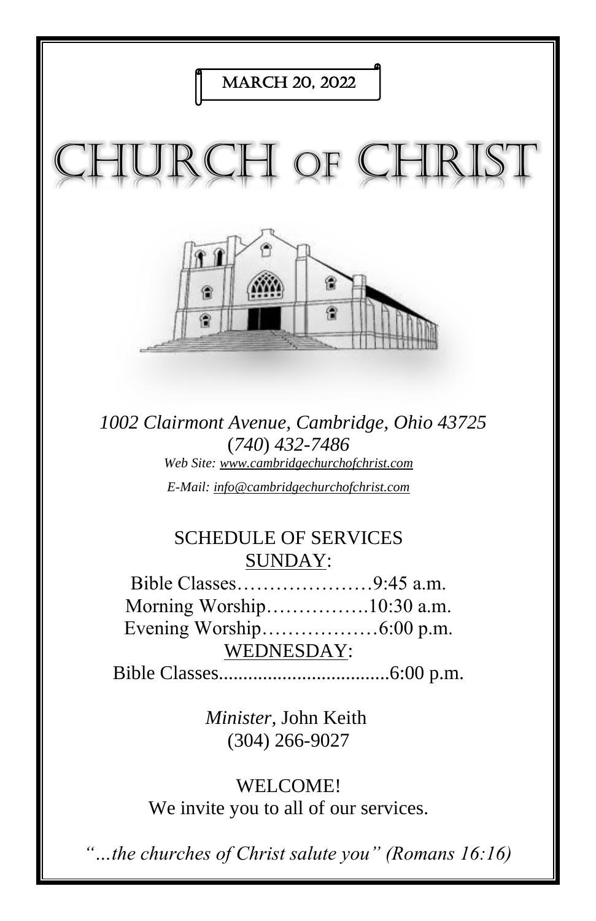MARCH 20, 2022

# CHURCH of CHRIST

*1002 Clairmont Avenue, Cambridge, Ohio 43725*
*(740) 432-7486*
*Web Site: www.cambridgechurchofchrist.com*
*E-Mail: info@cambridgechurchofchrist.com*

## SCHEDULE OF SERVICES

SUNDAY:

Bible Classes…………………9:45 a.m.
Morning Worship…………….10:30 a.m.
Evening Worship………………6:00 p.m.

WEDNESDAY:

Bible Classes...................................6:00 p.m.

*Minister,* John Keith
(304) 266-9027

WELCOME!
We invite you to all of our services.

*"…the churches of Christ salute you" (Romans 16:16)*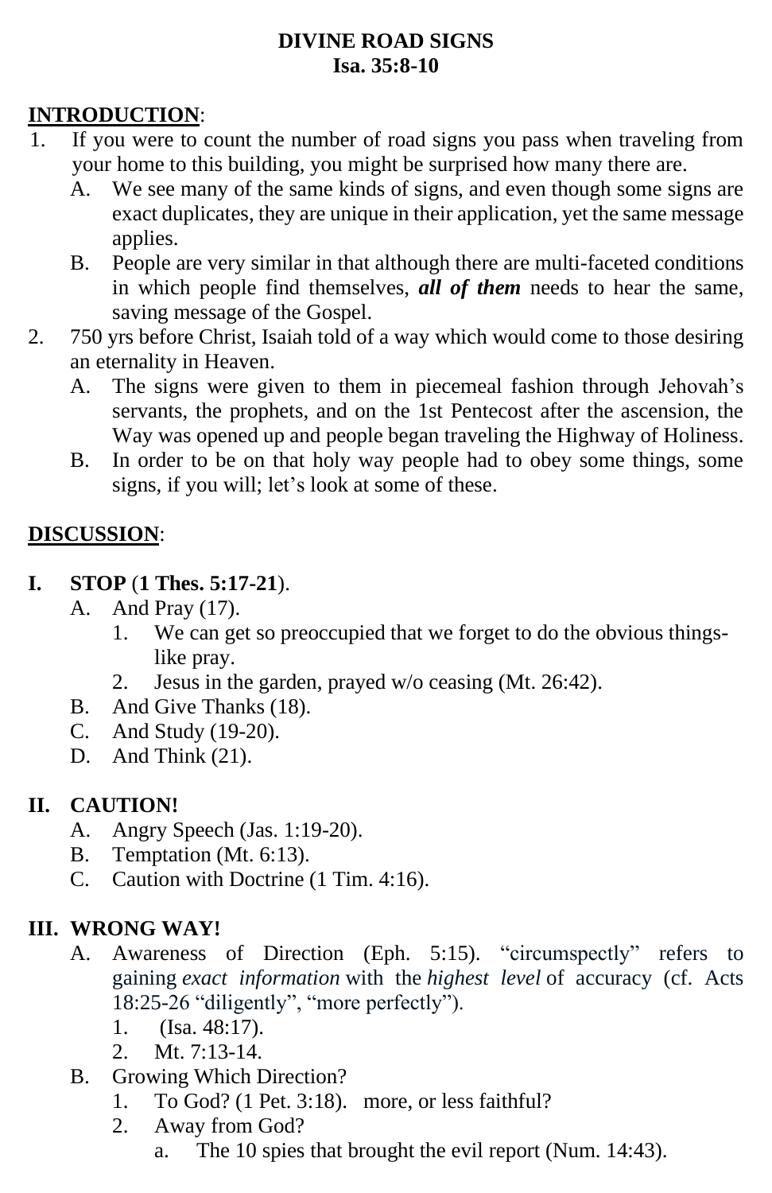# DIVINE ROAD SIGNS
## Isa. 35:8-10

**INTRODUCTION**:

1. If you were to count the number of road signs you pass when traveling from your home to this building, you might be surprised how many there are.
   - A. We see many of the same kinds of signs, and even though some signs are exact duplicates, they are unique in their application, yet the same message applies.
   - B. People are very similar in that although there are multi-faceted conditions in which people find themselves, ***all of them*** needs to hear the same, saving message of the Gospel.
2. 750 yrs before Christ, Isaiah told of a way which would come to those desiring an eternality in Heaven.
   - A. The signs were given to them in piecemeal fashion through Jehovah's servants, the prophets, and on the 1st Pentecost after the ascension, the Way was opened up and people began traveling the Highway of Holiness.
   - B. In order to be on that holy way people had to obey some things, some signs, if you will; let's look at some of these.

**DISCUSSION**:

**I. STOP** (**1 Thes. 5:17-21**).
- A. And Pray (17).
  1. We can get so preoccupied that we forget to do the obvious things- like pray.
  2. Jesus in the garden, prayed w/o ceasing (Mt. 26:42).
- B. And Give Thanks (18).
- C. And Study (19-20).
- D. And Think (21).

**II. CAUTION!**
- A. Angry Speech (Jas. 1:19-20).
- B. Temptation (Mt. 6:13).
- C. Caution with Doctrine (1 Tim. 4:16).

**III. WRONG WAY!**
- A. Awareness of Direction (Eph. 5:15). "circumspectly" refers to gaining *exact information* with the *highest level* of accuracy (cf. Acts 18:25-26 "diligently", "more perfectly").
  1. (Isa. 48:17).
  2. Mt. 7:13-14.
- B. Growing Which Direction?
  1. To God? (1 Pet. 3:18). more, or less faithful?
  2. Away from God?
     - a. The 10 spies that brought the evil report (Num. 14:43).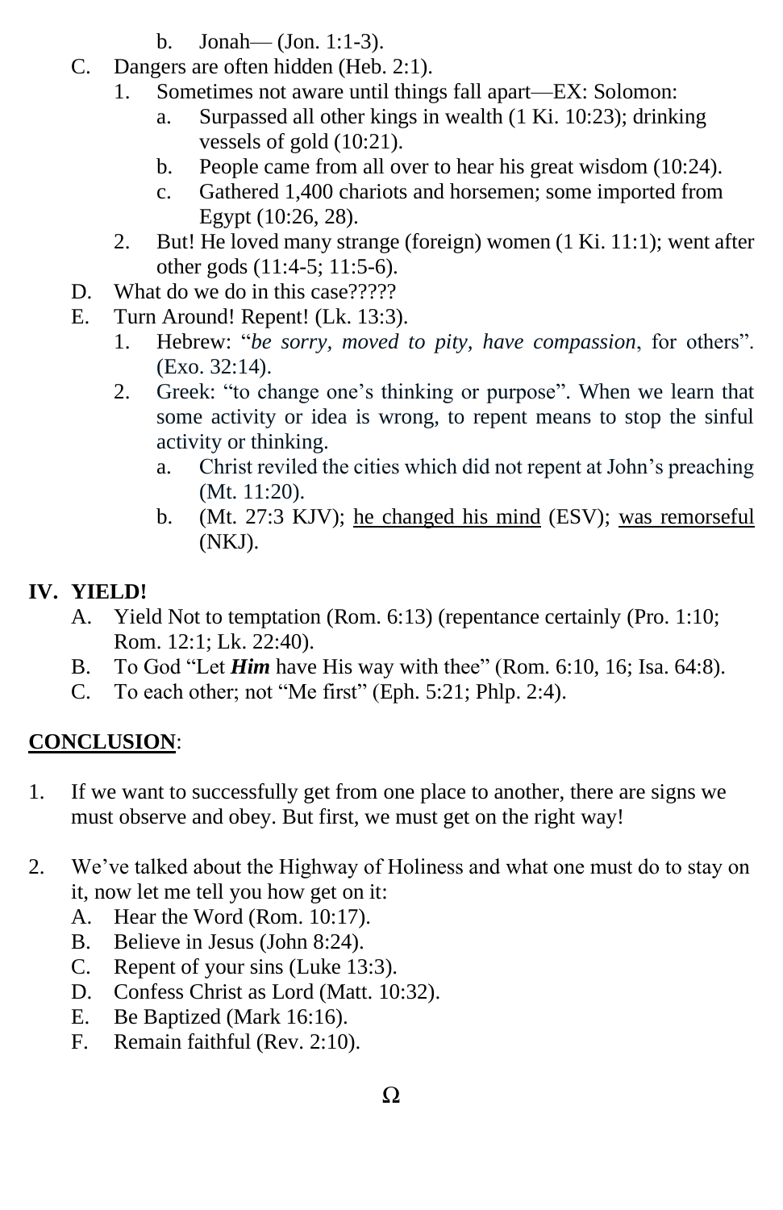b. Jonah— (Jon. 1:1-3).

C. Dangers are often hidden (Heb. 2:1).
   1. Sometimes not aware until things fall apart—EX: Solomon:
      a. Surpassed all other kings in wealth (1 Ki. 10:23); drinking vessels of gold (10:21).
      b. People came from all over to hear his great wisdom (10:24).
      c. Gathered 1,400 chariots and horsemen; some imported from Egypt (10:26, 28).
   2. But! He loved many strange (foreign) women (1 Ki. 11:1); went after other gods (11:4-5; 11:5-6).

D. What do we do in this case?????

E. Turn Around! Repent! (Lk. 13:3).
   1. Hebrew: "*be sorry, moved to pity, have compassion*, for others". (Exo. 32:14).
   2. Greek: "to change one's thinking or purpose". When we learn that some activity or idea is wrong, to repent means to stop the sinful activity or thinking.
      a. Christ reviled the cities which did not repent at John's preaching (Mt. 11:20).
      b. (Mt. 27:3 KJV); <u>he changed his mind</u> (ESV); <u>was remorseful</u> (NKJ).

## IV. YIELD!

A. Yield Not to temptation (Rom. 6:13) (repentance certainly (Pro. 1:10; Rom. 12:1; Lk. 22:40).

B. To God "Let ***Him*** have His way with thee" (Rom. 6:10, 16; Isa. 64:8).

C. To each other; not "Me first" (Eph. 5:21; Phlp. 2:4).

## <u>CONCLUSION</u>:

1. If we want to successfully get from one place to another, there are signs we must observe and obey. But first, we must get on the right way!

2. We've talked about the Highway of Holiness and what one must do to stay on it, now let me tell you how get on it:
   A. Hear the Word (Rom. 10:17).
   B. Believe in Jesus (John 8:24).
   C. Repent of your sins (Luke 13:3).
   D. Confess Christ as Lord (Matt. 10:32).
   E. Be Baptized (Mark 16:16).
   F. Remain faithful (Rev. 2:10).

Ω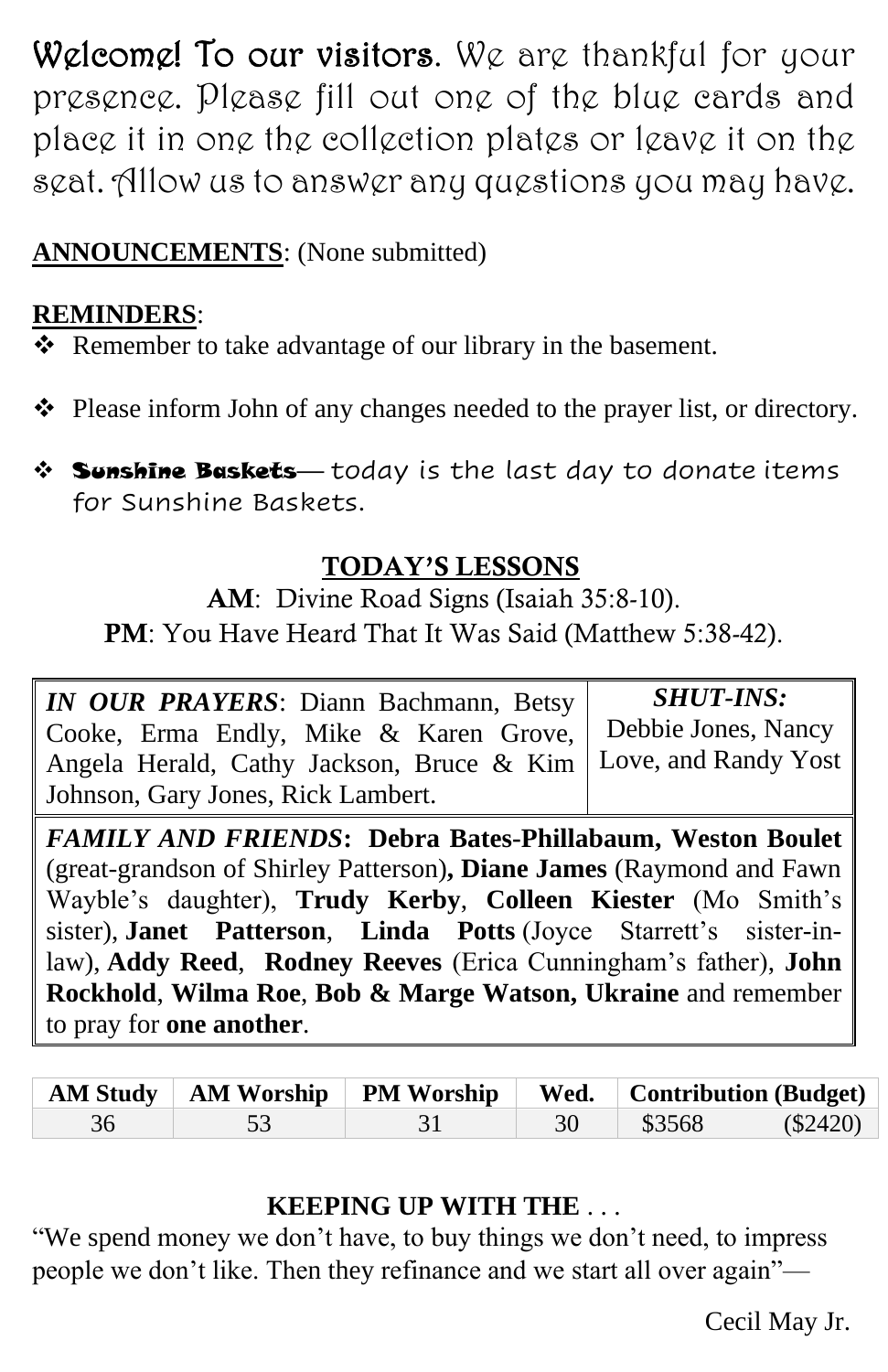**Welcome! To our visitors.** We are thankful for your presence. Please fill out one of the blue cards and place it in one the collection plates or leave it on the seat. Allow us to answer any questions you may have.

**ANNOUNCEMENTS**: (None submitted)

**REMINDERS**:

- Remember to take advantage of our library in the basement.
- Please inform John of any changes needed to the prayer list, or directory.
- **Sunshine Baskets**— today is the last day to donate items for Sunshine Baskets.

## TODAY'S LESSONS

**AM**: Divine Road Signs (Isaiah 35:8-10).

**PM**: You Have Heard That It Was Said (Matthew 5:38-42).

***IN OUR PRAYERS***: Diann Bachmann, Betsy Cooke, Erma Endly, Mike & Karen Grove, Angela Herald, Cathy Jackson, Bruce & Kim Johnson, Gary Jones, Rick Lambert.

***SHUT-INS:*** Debbie Jones, Nancy Love, and Randy Yost

***FAMILY AND FRIENDS*: Debra Bates-Phillabaum, Weston Boulet** (great-grandson of Shirley Patterson)**, Diane James** (Raymond and Fawn Wayble's daughter), **Trudy Kerby**, **Colleen Kiester** (Mo Smith's sister), **Janet Patterson**, **Linda Potts** (Joyce Starrett's sister-in-law), **Addy Reed**, **Rodney Reeves** (Erica Cunningham's father), **John Rockhold**, **Wilma Roe**, **Bob & Marge Watson, Ukraine** and remember to pray for **one another**.

| AM Study | AM Worship | PM Worship | Wed. | Contribution (Budget) | |
|---|---|---|---|---|---|
| 36 | 53 | 31 | 30 | $3568 | ($2420) |

**KEEPING UP WITH THE** . . .

"We spend money we don't have, to buy things we don't need, to impress people we don't like. Then they refinance and we start all over again"—

Cecil May Jr.